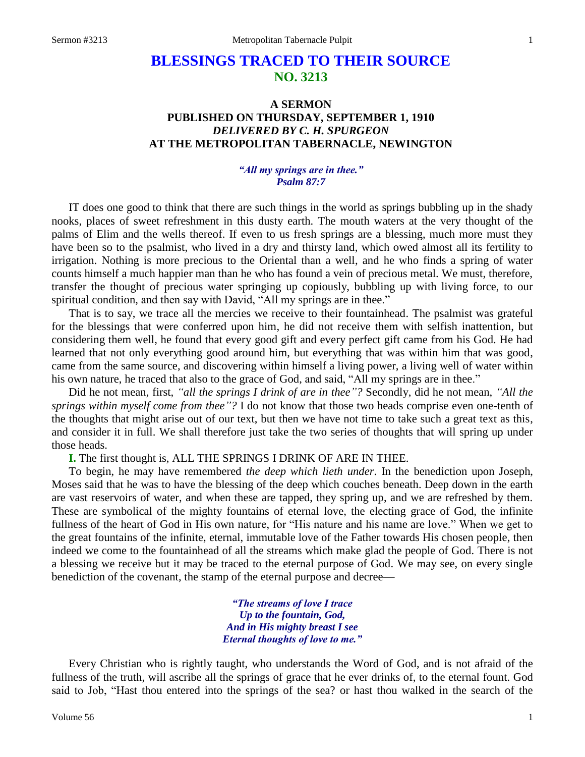# BLESSINGS TRACED TO THEIR SOURCE
## NO. 3213

### A SERMON
### PUBLISHED ON THURSDAY, SEPTEMBER 1, 1910
### *DELIVERED BY C. H. SPURGEON*
### AT THE METROPOLITAN TABERNACLE, NEWINGTON

*"All my springs are in thee."*
*Psalm 87:7*

IT does one good to think that there are such things in the world as springs bubbling up in the shady nooks, places of sweet refreshment in this dusty earth. The mouth waters at the very thought of the palms of Elim and the wells thereof. If even to us fresh springs are a blessing, much more must they have been so to the psalmist, who lived in a dry and thirsty land, which owed almost all its fertility to irrigation. Nothing is more precious to the Oriental than a well, and he who finds a spring of water counts himself a much happier man than he who has found a vein of precious metal. We must, therefore, transfer the thought of precious water springing up copiously, bubbling up with living force, to our spiritual condition, and then say with David, "All my springs are in thee."

That is to say, we trace all the mercies we receive to their fountainhead. The psalmist was grateful for the blessings that were conferred upon him, he did not receive them with selfish inattention, but considering them well, he found that every good gift and every perfect gift came from his God. He had learned that not only everything good around him, but everything that was within him that was good, came from the same source, and discovering within himself a living power, a living well of water within his own nature, he traced that also to the grace of God, and said, "All my springs are in thee."

Did he not mean, first, *"all the springs I drink of are in thee"?* Secondly, did he not mean, *"All the springs within myself come from thee"?* I do not know that those two heads comprise even one-tenth of the thoughts that might arise out of our text, but then we have not time to take such a great text as this, and consider it in full. We shall therefore just take the two series of thoughts that will spring up under those heads.

**I.** The first thought is, ALL THE SPRINGS I DRINK OF ARE IN THEE.

To begin, he may have remembered *the deep which lieth under.* In the benediction upon Joseph, Moses said that he was to have the blessing of the deep which couches beneath. Deep down in the earth are vast reservoirs of water, and when these are tapped, they spring up, and we are refreshed by them. These are symbolical of the mighty fountains of eternal love, the electing grace of God, the infinite fullness of the heart of God in His own nature, for "His nature and his name are love." When we get to the great fountains of the infinite, eternal, immutable love of the Father towards His chosen people, then indeed we come to the fountainhead of all the streams which make glad the people of God. There is not a blessing we receive but it may be traced to the eternal purpose of God. We may see, on every single benediction of the covenant, the stamp of the eternal purpose and decree—

*"The streams of love I trace*
*Up to the fountain, God,*
*And in His mighty breast I see*
*Eternal thoughts of love to me."*

Every Christian who is rightly taught, who understands the Word of God, and is not afraid of the fullness of the truth, will ascribe all the springs of grace that he ever drinks of, to the eternal fount. God said to Job, "Hast thou entered into the springs of the sea? or hast thou walked in the search of the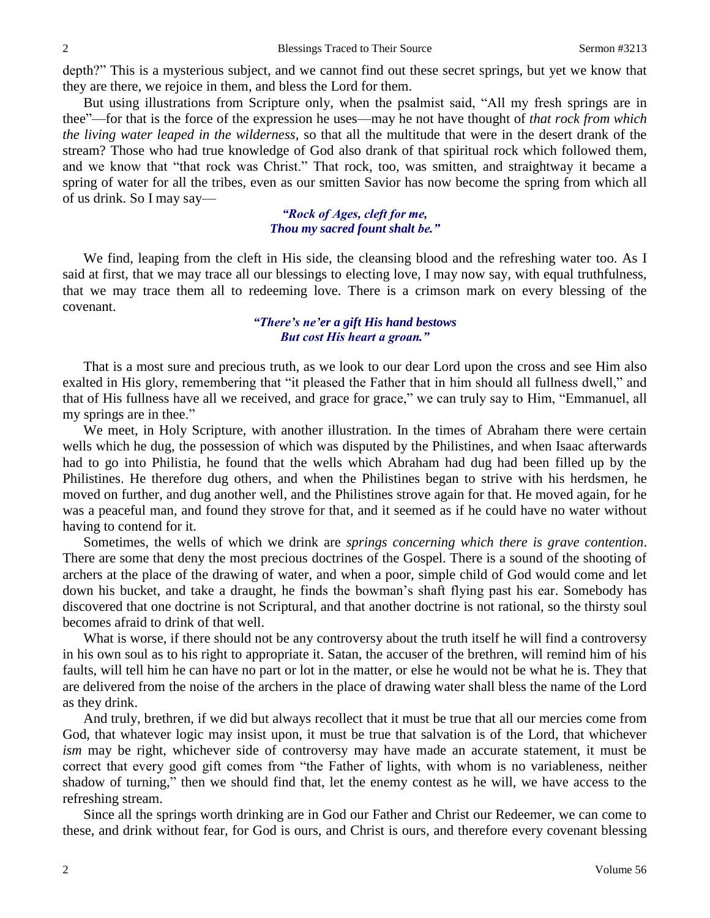depth?" This is a mysterious subject, and we cannot find out these secret springs, but yet we know that they are there, we rejoice in them, and bless the Lord for them.

But using illustrations from Scripture only, when the psalmist said, "All my fresh springs are in thee"—for that is the force of the expression he uses—may he not have thought of *that rock from which the living water leaped in the wilderness,* so that all the multitude that were in the desert drank of the stream? Those who had true knowledge of God also drank of that spiritual rock which followed them, and we know that "that rock was Christ." That rock, too, was smitten, and straightway it became a spring of water for all the tribes, even as our smitten Savior has now become the spring from which all of us drink. So I may say—

*"Rock of Ages, cleft for me,*
*Thou my sacred fount shalt be."*

We find, leaping from the cleft in His side, the cleansing blood and the refreshing water too. As I said at first, that we may trace all our blessings to electing love, I may now say, with equal truthfulness, that we may trace them all to redeeming love. There is a crimson mark on every blessing of the covenant.

*"There's ne'er a gift His hand bestows*
*But cost His heart a groan."*

That is a most sure and precious truth, as we look to our dear Lord upon the cross and see Him also exalted in His glory, remembering that "it pleased the Father that in him should all fullness dwell," and that of His fullness have all we received, and grace for grace," we can truly say to Him, "Emmanuel, all my springs are in thee."

We meet, in Holy Scripture, with another illustration. In the times of Abraham there were certain wells which he dug, the possession of which was disputed by the Philistines, and when Isaac afterwards had to go into Philistia, he found that the wells which Abraham had dug had been filled up by the Philistines. He therefore dug others, and when the Philistines began to strive with his herdsmen, he moved on further, and dug another well, and the Philistines strove again for that. He moved again, for he was a peaceful man, and found they strove for that, and it seemed as if he could have no water without having to contend for it.

Sometimes, the wells of which we drink are *springs concerning which there is grave contention*. There are some that deny the most precious doctrines of the Gospel. There is a sound of the shooting of archers at the place of the drawing of water, and when a poor, simple child of God would come and let down his bucket, and take a draught, he finds the bowman's shaft flying past his ear. Somebody has discovered that one doctrine is not Scriptural, and that another doctrine is not rational, so the thirsty soul becomes afraid to drink of that well.

What is worse, if there should not be any controversy about the truth itself he will find a controversy in his own soul as to his right to appropriate it. Satan, the accuser of the brethren, will remind him of his faults, will tell him he can have no part or lot in the matter, or else he would not be what he is. They that are delivered from the noise of the archers in the place of drawing water shall bless the name of the Lord as they drink.

And truly, brethren, if we did but always recollect that it must be true that all our mercies come from God, that whatever logic may insist upon, it must be true that salvation is of the Lord, that whichever *ism* may be right, whichever side of controversy may have made an accurate statement, it must be correct that every good gift comes from "the Father of lights, with whom is no variableness, neither shadow of turning," then we should find that, let the enemy contest as he will, we have access to the refreshing stream.

Since all the springs worth drinking are in God our Father and Christ our Redeemer, we can come to these, and drink without fear, for God is ours, and Christ is ours, and therefore every covenant blessing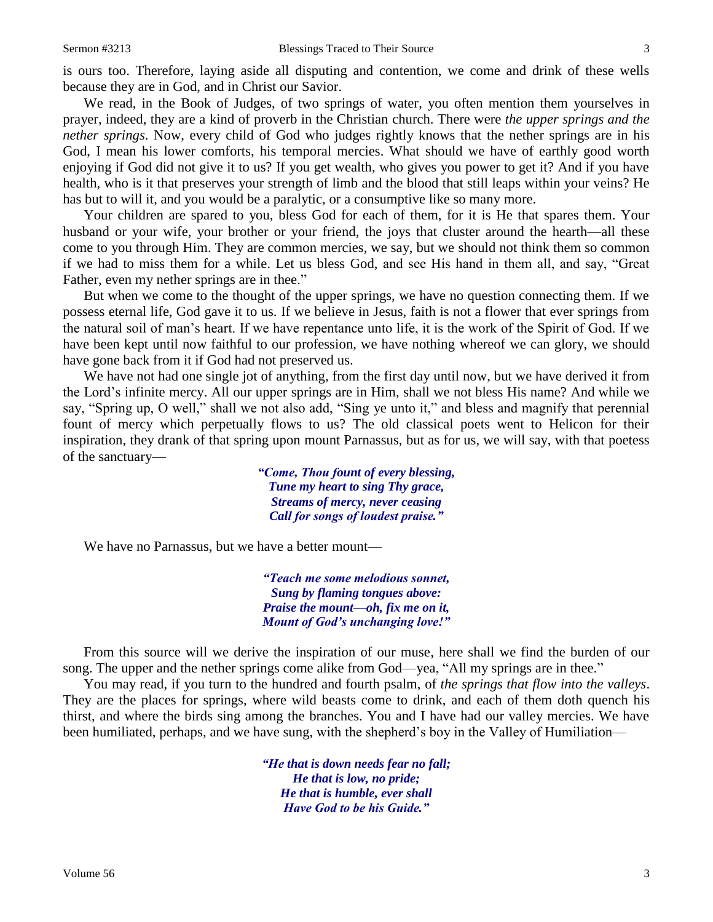is ours too. Therefore, laying aside all disputing and contention, we come and drink of these wells because they are in God, and in Christ our Savior.

We read, in the Book of Judges, of two springs of water, you often mention them yourselves in prayer, indeed, they are a kind of proverb in the Christian church. There were *the upper springs and the nether springs*. Now, every child of God who judges rightly knows that the nether springs are in his God, I mean his lower comforts, his temporal mercies. What should we have of earthly good worth enjoying if God did not give it to us? If you get wealth, who gives you power to get it? And if you have health, who is it that preserves your strength of limb and the blood that still leaps within your veins? He has but to will it, and you would be a paralytic, or a consumptive like so many more.

Your children are spared to you, bless God for each of them, for it is He that spares them. Your husband or your wife, your brother or your friend, the joys that cluster around the hearth—all these come to you through Him. They are common mercies, we say, but we should not think them so common if we had to miss them for a while. Let us bless God, and see His hand in them all, and say, "Great Father, even my nether springs are in thee."

But when we come to the thought of the upper springs, we have no question connecting them. If we possess eternal life, God gave it to us. If we believe in Jesus, faith is not a flower that ever springs from the natural soil of man's heart. If we have repentance unto life, it is the work of the Spirit of God. If we have been kept until now faithful to our profession, we have nothing whereof we can glory, we should have gone back from it if God had not preserved us.

We have not had one single jot of anything, from the first day until now, but we have derived it from the Lord's infinite mercy. All our upper springs are in Him, shall we not bless His name? And while we say, "Spring up, O well," shall we not also add, "Sing ye unto it," and bless and magnify that perennial fount of mercy which perpetually flows to us? The old classical poets went to Helicon for their inspiration, they drank of that spring upon mount Parnassus, but as for us, we will say, with that poetess of the sanctuary—

> ***"Come, Thou fount of every blessing,***
> ***Tune my heart to sing Thy grace,***
> ***Streams of mercy, never ceasing***
> ***Call for songs of loudest praise."***

We have no Parnassus, but we have a better mount—

> ***"Teach me some melodious sonnet,***
> ***Sung by flaming tongues above:***
> ***Praise the mount—oh, fix me on it,***
> ***Mount of God's unchanging love!"***

From this source will we derive the inspiration of our muse, here shall we find the burden of our song. The upper and the nether springs come alike from God—yea, "All my springs are in thee."

You may read, if you turn to the hundred and fourth psalm, of *the springs that flow into the valleys*. They are the places for springs, where wild beasts come to drink, and each of them doth quench his thirst, and where the birds sing among the branches. You and I have had our valley mercies. We have been humiliated, perhaps, and we have sung, with the shepherd's boy in the Valley of Humiliation—

> ***"He that is down needs fear no fall;***
> ***He that is low, no pride;***
> ***He that is humble, ever shall***
> ***Have God to be his Guide."***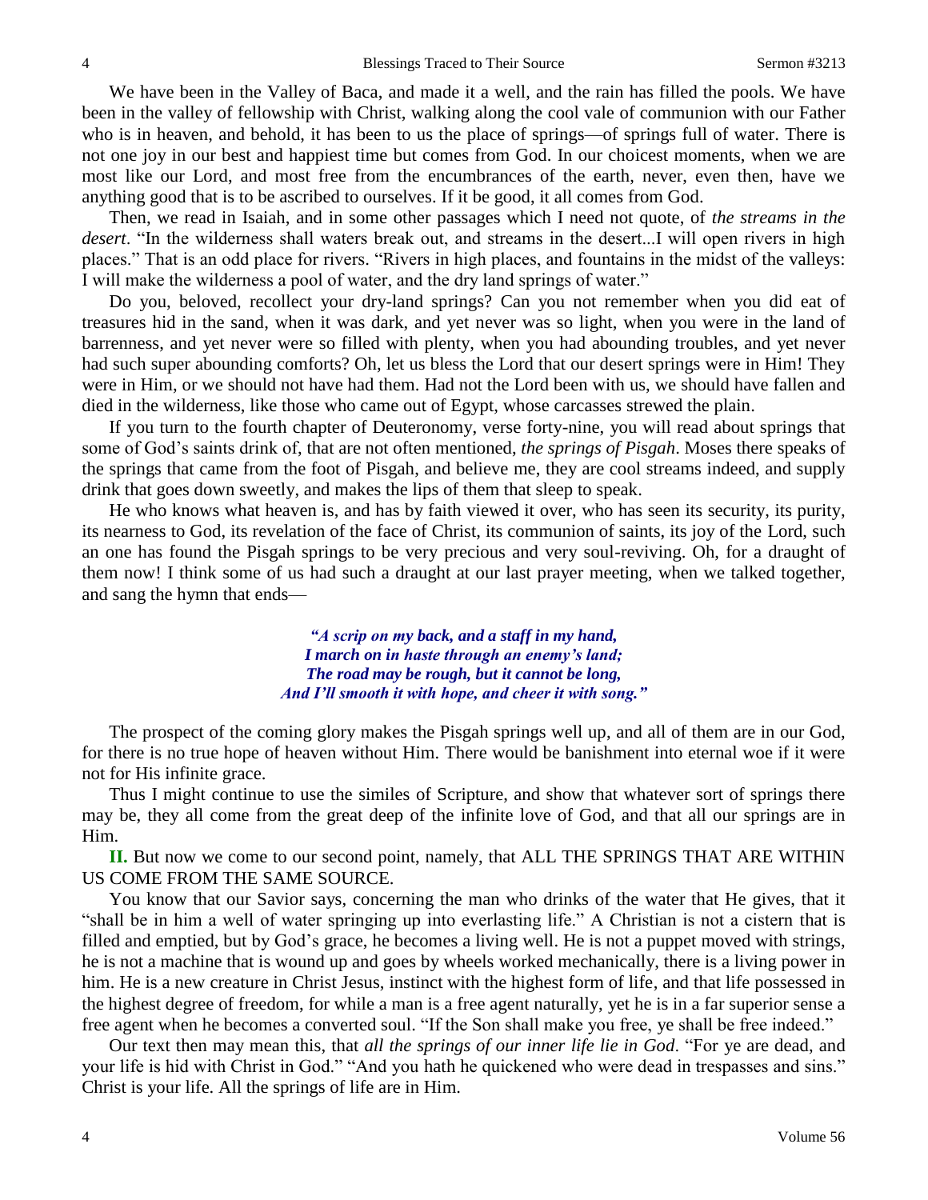We have been in the Valley of Baca, and made it a well, and the rain has filled the pools. We have been in the valley of fellowship with Christ, walking along the cool vale of communion with our Father who is in heaven, and behold, it has been to us the place of springs—of springs full of water. There is not one joy in our best and happiest time but comes from God. In our choicest moments, when we are most like our Lord, and most free from the encumbrances of the earth, never, even then, have we anything good that is to be ascribed to ourselves. If it be good, it all comes from God.

Then, we read in Isaiah, and in some other passages which I need not quote, of *the streams in the desert*. "In the wilderness shall waters break out, and streams in the desert...I will open rivers in high places." That is an odd place for rivers. "Rivers in high places, and fountains in the midst of the valleys: I will make the wilderness a pool of water, and the dry land springs of water."

Do you, beloved, recollect your dry-land springs? Can you not remember when you did eat of treasures hid in the sand, when it was dark, and yet never was so light, when you were in the land of barrenness, and yet never were so filled with plenty, when you had abounding troubles, and yet never had such super abounding comforts? Oh, let us bless the Lord that our desert springs were in Him! They were in Him, or we should not have had them. Had not the Lord been with us, we should have fallen and died in the wilderness, like those who came out of Egypt, whose carcasses strewed the plain.

If you turn to the fourth chapter of Deuteronomy, verse forty-nine, you will read about springs that some of God's saints drink of, that are not often mentioned, *the springs of Pisgah*. Moses there speaks of the springs that came from the foot of Pisgah, and believe me, they are cool streams indeed, and supply drink that goes down sweetly, and makes the lips of them that sleep to speak.

He who knows what heaven is, and has by faith viewed it over, who has seen its security, its purity, its nearness to God, its revelation of the face of Christ, its communion of saints, its joy of the Lord, such an one has found the Pisgah springs to be very precious and very soul-reviving. Oh, for a draught of them now! I think some of us had such a draught at our last prayer meeting, when we talked together, and sang the hymn that ends—

> *"A scrip on my back, and a staff in my hand,*
> *I march on in haste through an enemy's land;*
> *The road may be rough, but it cannot be long,*
> *And I'll smooth it with hope, and cheer it with song."*

The prospect of the coming glory makes the Pisgah springs well up, and all of them are in our God, for there is no true hope of heaven without Him. There would be banishment into eternal woe if it were not for His infinite grace.

Thus I might continue to use the similes of Scripture, and show that whatever sort of springs there may be, they all come from the great deep of the infinite love of God, and that all our springs are in Him.

**II.** But now we come to our second point, namely, that ALL THE SPRINGS THAT ARE WITHIN US COME FROM THE SAME SOURCE.

You know that our Savior says, concerning the man who drinks of the water that He gives, that it "shall be in him a well of water springing up into everlasting life." A Christian is not a cistern that is filled and emptied, but by God's grace, he becomes a living well. He is not a puppet moved with strings, he is not a machine that is wound up and goes by wheels worked mechanically, there is a living power in him. He is a new creature in Christ Jesus, instinct with the highest form of life, and that life possessed in the highest degree of freedom, for while a man is a free agent naturally, yet he is in a far superior sense a free agent when he becomes a converted soul. "If the Son shall make you free, ye shall be free indeed."

Our text then may mean this, that *all the springs of our inner life lie in God*. "For ye are dead, and your life is hid with Christ in God." "And you hath he quickened who were dead in trespasses and sins." Christ is your life. All the springs of life are in Him.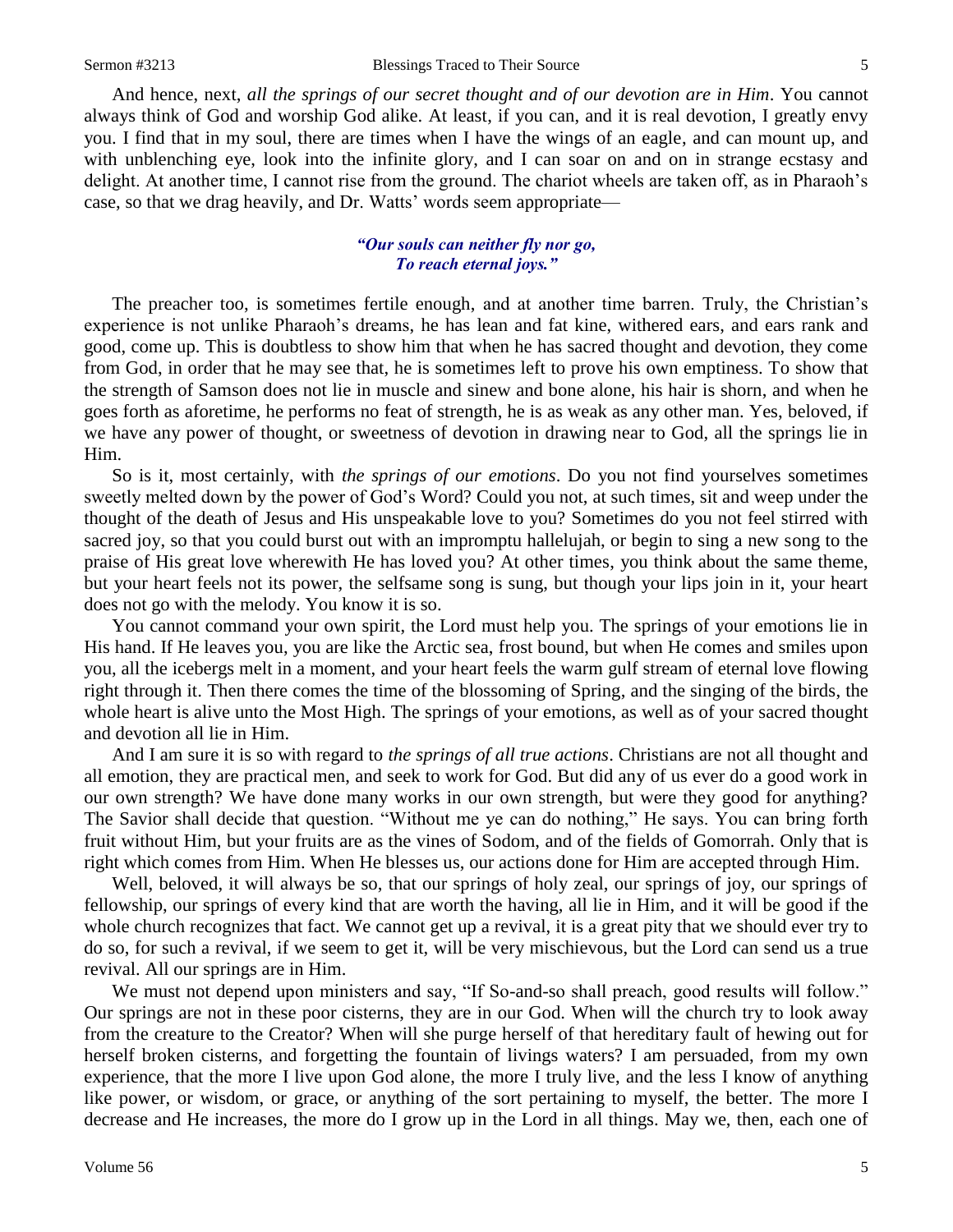And hence, next, *all the springs of our secret thought and of our devotion are in Him*. You cannot always think of God and worship God alike. At least, if you can, and it is real devotion, I greatly envy you. I find that in my soul, there are times when I have the wings of an eagle, and can mount up, and with unblenching eye, look into the infinite glory, and I can soar on and on in strange ecstasy and delight. At another time, I cannot rise from the ground. The chariot wheels are taken off, as in Pharaoh's case, so that we drag heavily, and Dr. Watts' words seem appropriate—

> ***"Our souls can neither fly nor go,***
> ***To reach eternal joys."***

The preacher too, is sometimes fertile enough, and at another time barren. Truly, the Christian's experience is not unlike Pharaoh's dreams, he has lean and fat kine, withered ears, and ears rank and good, come up. This is doubtless to show him that when he has sacred thought and devotion, they come from God, in order that he may see that, he is sometimes left to prove his own emptiness. To show that the strength of Samson does not lie in muscle and sinew and bone alone, his hair is shorn, and when he goes forth as aforetime, he performs no feat of strength, he is as weak as any other man. Yes, beloved, if we have any power of thought, or sweetness of devotion in drawing near to God, all the springs lie in Him.

So is it, most certainly, with *the springs of our emotions*. Do you not find yourselves sometimes sweetly melted down by the power of God's Word? Could you not, at such times, sit and weep under the thought of the death of Jesus and His unspeakable love to you? Sometimes do you not feel stirred with sacred joy, so that you could burst out with an impromptu hallelujah, or begin to sing a new song to the praise of His great love wherewith He has loved you? At other times, you think about the same theme, but your heart feels not its power, the selfsame song is sung, but though your lips join in it, your heart does not go with the melody. You know it is so.

You cannot command your own spirit, the Lord must help you. The springs of your emotions lie in His hand. If He leaves you, you are like the Arctic sea, frost bound, but when He comes and smiles upon you, all the icebergs melt in a moment, and your heart feels the warm gulf stream of eternal love flowing right through it. Then there comes the time of the blossoming of Spring, and the singing of the birds, the whole heart is alive unto the Most High. The springs of your emotions, as well as of your sacred thought and devotion all lie in Him.

And I am sure it is so with regard to *the springs of all true actions*. Christians are not all thought and all emotion, they are practical men, and seek to work for God. But did any of us ever do a good work in our own strength? We have done many works in our own strength, but were they good for anything? The Savior shall decide that question. "Without me ye can do nothing," He says. You can bring forth fruit without Him, but your fruits are as the vines of Sodom, and of the fields of Gomorrah. Only that is right which comes from Him. When He blesses us, our actions done for Him are accepted through Him.

Well, beloved, it will always be so, that our springs of holy zeal, our springs of joy, our springs of fellowship, our springs of every kind that are worth the having, all lie in Him, and it will be good if the whole church recognizes that fact. We cannot get up a revival, it is a great pity that we should ever try to do so, for such a revival, if we seem to get it, will be very mischievous, but the Lord can send us a true revival. All our springs are in Him.

We must not depend upon ministers and say, "If So-and-so shall preach, good results will follow." Our springs are not in these poor cisterns, they are in our God. When will the church try to look away from the creature to the Creator? When will she purge herself of that hereditary fault of hewing out for herself broken cisterns, and forgetting the fountain of livings waters? I am persuaded, from my own experience, that the more I live upon God alone, the more I truly live, and the less I know of anything like power, or wisdom, or grace, or anything of the sort pertaining to myself, the better. The more I decrease and He increases, the more do I grow up in the Lord in all things. May we, then, each one of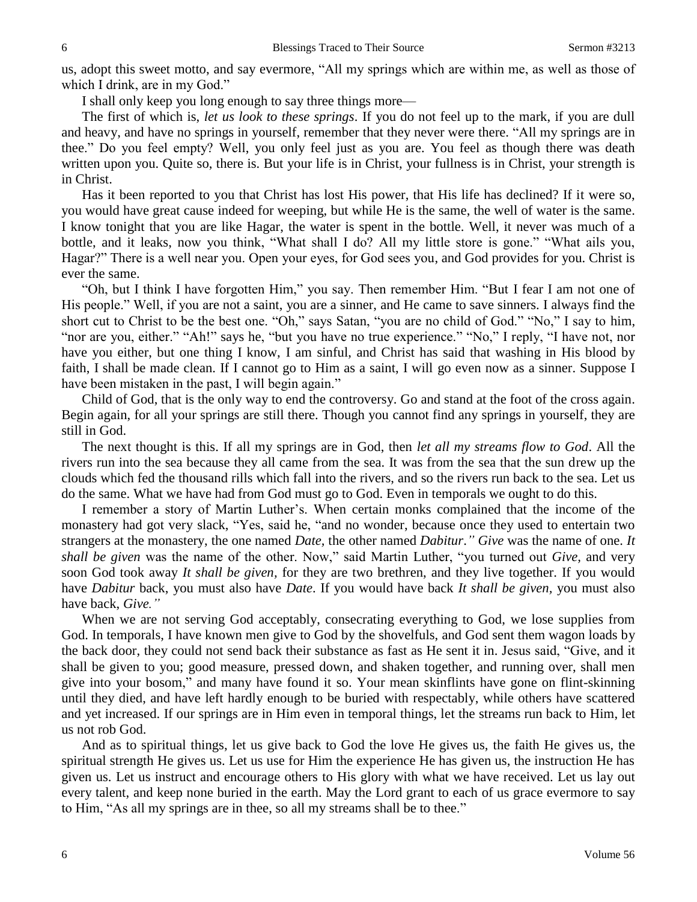us, adopt this sweet motto, and say evermore, "All my springs which are within me, as well as those of which I drink, are in my God."

I shall only keep you long enough to say three things more—

The first of which is, *let us look to these springs*. If you do not feel up to the mark, if you are dull and heavy, and have no springs in yourself, remember that they never were there. "All my springs are in thee." Do you feel empty? Well, you only feel just as you are. You feel as though there was death written upon you. Quite so, there is. But your life is in Christ, your fullness is in Christ, your strength is in Christ.

Has it been reported to you that Christ has lost His power, that His life has declined? If it were so, you would have great cause indeed for weeping, but while He is the same, the well of water is the same. I know tonight that you are like Hagar, the water is spent in the bottle. Well, it never was much of a bottle, and it leaks, now you think, "What shall I do? All my little store is gone." "What ails you, Hagar?" There is a well near you. Open your eyes, for God sees you, and God provides for you. Christ is ever the same.

"Oh, but I think I have forgotten Him," you say. Then remember Him. "But I fear I am not one of His people." Well, if you are not a saint, you are a sinner, and He came to save sinners. I always find the short cut to Christ to be the best one. "Oh," says Satan, "you are no child of God." "No," I say to him, "nor are you, either." "Ah!" says he, "but you have no true experience." "No," I reply, "I have not, nor have you either, but one thing I know, I am sinful, and Christ has said that washing in His blood by faith, I shall be made clean. If I cannot go to Him as a saint, I will go even now as a sinner. Suppose I have been mistaken in the past, I will begin again."

Child of God, that is the only way to end the controversy. Go and stand at the foot of the cross again. Begin again, for all your springs are still there. Though you cannot find any springs in yourself, they are still in God.

The next thought is this. If all my springs are in God, then *let all my streams flow to God*. All the rivers run into the sea because they all came from the sea. It was from the sea that the sun drew up the clouds which fed the thousand rills which fall into the rivers, and so the rivers run back to the sea. Let us do the same. What we have had from God must go to God. Even in temporals we ought to do this.

I remember a story of Martin Luther's. When certain monks complained that the income of the monastery had got very slack, "Yes, said he, "and no wonder, because once they used to entertain two strangers at the monastery, the one named *Date,* the other named *Dabitur." Give* was the name of one. *It shall be given* was the name of the other. Now," said Martin Luther, "you turned out *Give,* and very soon God took away *It shall be given,* for they are two brethren, and they live together. If you would have *Dabitur* back, you must also have *Date*. If you would have back *It shall be given,* you must also have back, *Give."*

When we are not serving God acceptably, consecrating everything to God, we lose supplies from God. In temporals, I have known men give to God by the shovelfuls, and God sent them wagon loads by the back door, they could not send back their substance as fast as He sent it in. Jesus said, "Give, and it shall be given to you; good measure, pressed down, and shaken together, and running over, shall men give into your bosom," and many have found it so. Your mean skinflints have gone on flint-skinning until they died, and have left hardly enough to be buried with respectably, while others have scattered and yet increased. If our springs are in Him even in temporal things, let the streams run back to Him, let us not rob God.

And as to spiritual things, let us give back to God the love He gives us, the faith He gives us, the spiritual strength He gives us. Let us use for Him the experience He has given us, the instruction He has given us. Let us instruct and encourage others to His glory with what we have received. Let us lay out every talent, and keep none buried in the earth. May the Lord grant to each of us grace evermore to say to Him, "As all my springs are in thee, so all my streams shall be to thee."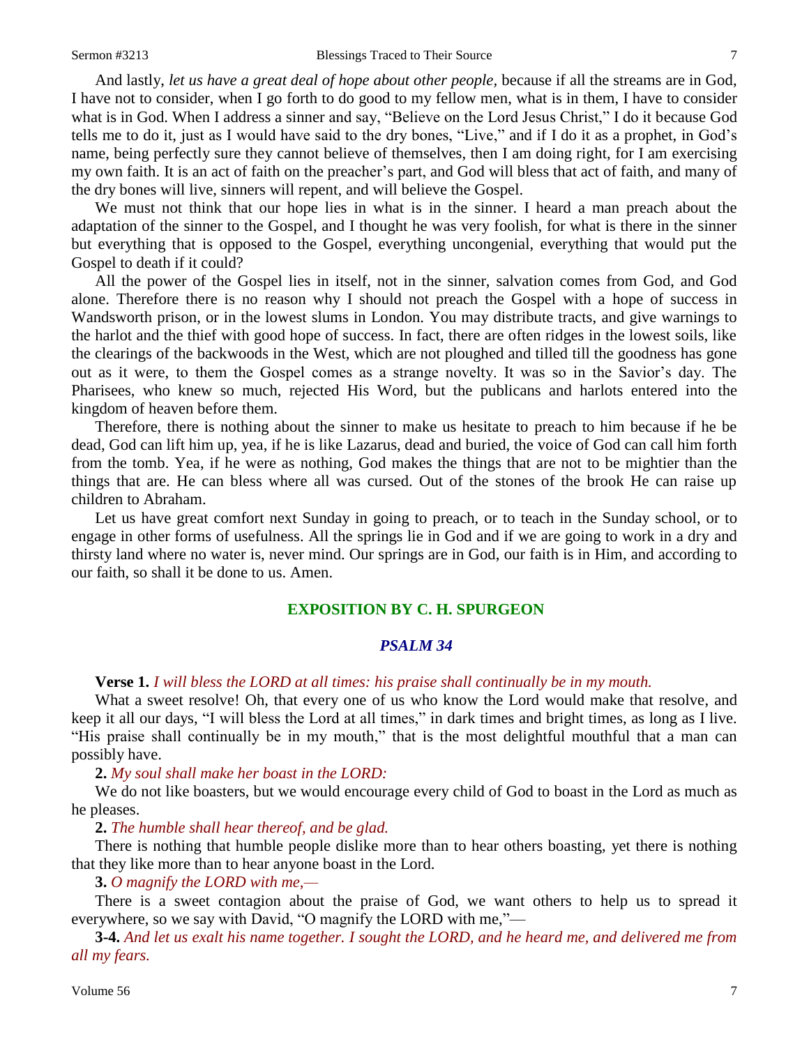And lastly, *let us have a great deal of hope about other people,* because if all the streams are in God, I have not to consider, when I go forth to do good to my fellow men, what is in them, I have to consider what is in God. When I address a sinner and say, "Believe on the Lord Jesus Christ," I do it because God tells me to do it, just as I would have said to the dry bones, "Live," and if I do it as a prophet, in God's name, being perfectly sure they cannot believe of themselves, then I am doing right, for I am exercising my own faith. It is an act of faith on the preacher's part, and God will bless that act of faith, and many of the dry bones will live, sinners will repent, and will believe the Gospel.

We must not think that our hope lies in what is in the sinner. I heard a man preach about the adaptation of the sinner to the Gospel, and I thought he was very foolish, for what is there in the sinner but everything that is opposed to the Gospel, everything uncongenial, everything that would put the Gospel to death if it could?

All the power of the Gospel lies in itself, not in the sinner, salvation comes from God, and God alone. Therefore there is no reason why I should not preach the Gospel with a hope of success in Wandsworth prison, or in the lowest slums in London. You may distribute tracts, and give warnings to the harlot and the thief with good hope of success. In fact, there are often ridges in the lowest soils, like the clearings of the backwoods in the West, which are not ploughed and tilled till the goodness has gone out as it were, to them the Gospel comes as a strange novelty. It was so in the Savior's day. The Pharisees, who knew so much, rejected His Word, but the publicans and harlots entered into the kingdom of heaven before them.

Therefore, there is nothing about the sinner to make us hesitate to preach to him because if he be dead, God can lift him up, yea, if he is like Lazarus, dead and buried, the voice of God can call him forth from the tomb. Yea, if he were as nothing, God makes the things that are not to be mightier than the things that are. He can bless where all was cursed. Out of the stones of the brook He can raise up children to Abraham.

Let us have great comfort next Sunday in going to preach, or to teach in the Sunday school, or to engage in other forms of usefulness. All the springs lie in God and if we are going to work in a dry and thirsty land where no water is, never mind. Our springs are in God, our faith is in Him, and according to our faith, so shall it be done to us. Amen.

## EXPOSITION BY C. H. SPURGEON

### *PSALM 34*

**Verse 1.** *I will bless the LORD at all times: his praise shall continually be in my mouth.*

What a sweet resolve! Oh, that every one of us who know the Lord would make that resolve, and keep it all our days, "I will bless the Lord at all times," in dark times and bright times, as long as I live. "His praise shall continually be in my mouth," that is the most delightful mouthful that a man can possibly have.

**2.** *My soul shall make her boast in the LORD:*

We do not like boasters, but we would encourage every child of God to boast in the Lord as much as he pleases.

**2.** *The humble shall hear thereof, and be glad.*

There is nothing that humble people dislike more than to hear others boasting, yet there is nothing that they like more than to hear anyone boast in the Lord.

**3.** *O magnify the LORD with me,—*

There is a sweet contagion about the praise of God, we want others to help us to spread it everywhere, so we say with David, "O magnify the LORD with me,"—

**3-4.** *And let us exalt his name together. I sought the LORD, and he heard me, and delivered me from all my fears.*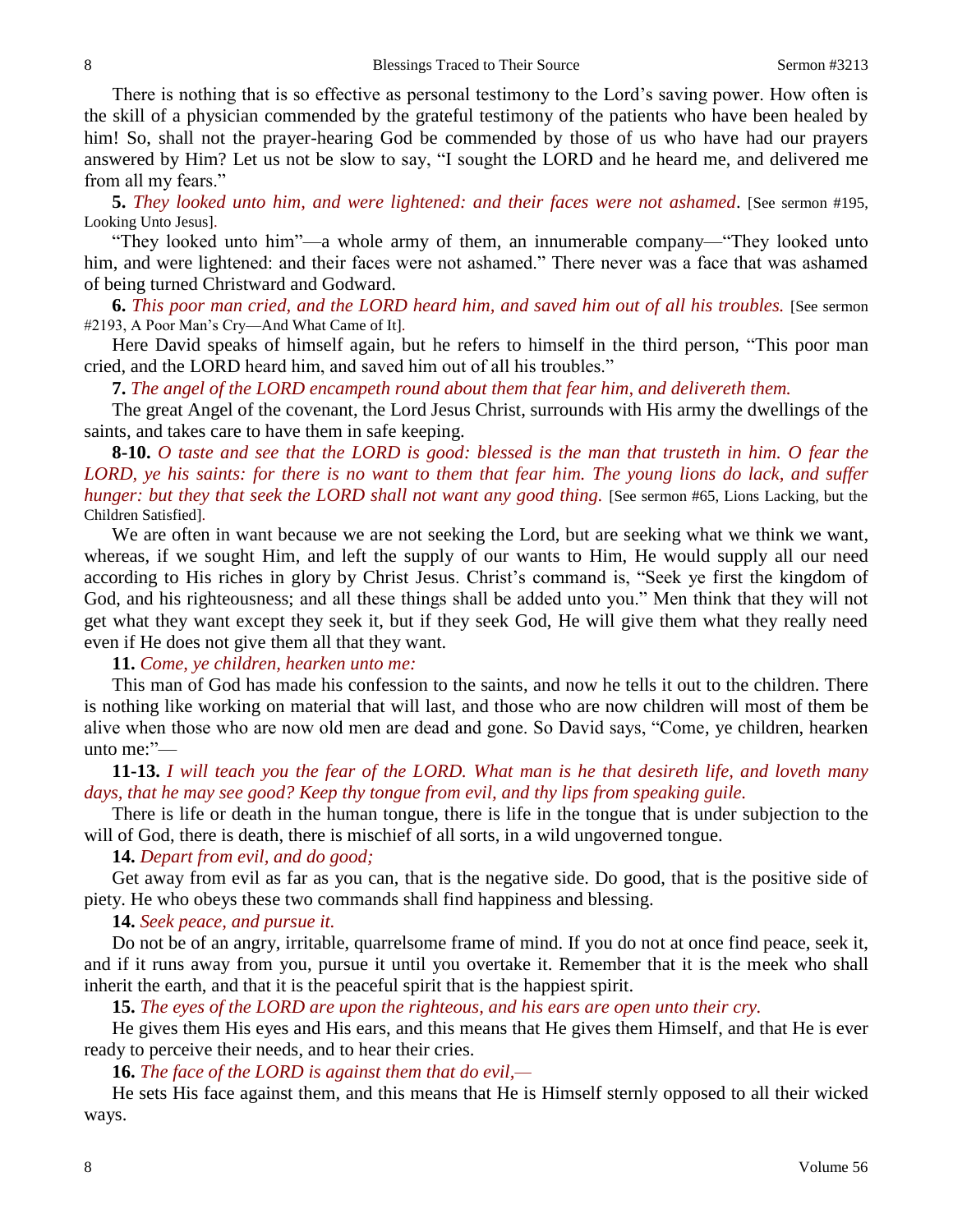There is nothing that is so effective as personal testimony to the Lord's saving power. How often is the skill of a physician commended by the grateful testimony of the patients who have been healed by him! So, shall not the prayer-hearing God be commended by those of us who have had our prayers answered by Him? Let us not be slow to say, "I sought the LORD and he heard me, and delivered me from all my fears."

**5.** *They looked unto him, and were lightened: and their faces were not ashamed*. [See sermon #195, Looking Unto Jesus].

"They looked unto him"—a whole army of them, an innumerable company—"They looked unto him, and were lightened: and their faces were not ashamed." There never was a face that was ashamed of being turned Christward and Godward.

**6.** *This poor man cried, and the LORD heard him, and saved him out of all his troubles.* [See sermon #2193, A Poor Man's Cry—And What Came of It].

Here David speaks of himself again, but he refers to himself in the third person, "This poor man cried, and the LORD heard him, and saved him out of all his troubles."

**7.** *The angel of the LORD encampeth round about them that fear him, and delivereth them.*

The great Angel of the covenant, the Lord Jesus Christ, surrounds with His army the dwellings of the saints, and takes care to have them in safe keeping.

**8-10.** *O taste and see that the LORD is good: blessed is the man that trusteth in him. O fear the LORD, ye his saints: for there is no want to them that fear him. The young lions do lack, and suffer hunger: but they that seek the LORD shall not want any good thing.* [See sermon #65, Lions Lacking, but the Children Satisfied].

We are often in want because we are not seeking the Lord, but are seeking what we think we want, whereas, if we sought Him, and left the supply of our wants to Him, He would supply all our need according to His riches in glory by Christ Jesus. Christ's command is, "Seek ye first the kingdom of God, and his righteousness; and all these things shall be added unto you." Men think that they will not get what they want except they seek it, but if they seek God, He will give them what they really need even if He does not give them all that they want.

**11.** *Come, ye children, hearken unto me:*

This man of God has made his confession to the saints, and now he tells it out to the children. There is nothing like working on material that will last, and those who are now children will most of them be alive when those who are now old men are dead and gone. So David says, "Come, ye children, hearken unto me:"—

**11-13.** *I will teach you the fear of the LORD. What man is he that desireth life, and loveth many days, that he may see good? Keep thy tongue from evil, and thy lips from speaking guile.*

There is life or death in the human tongue, there is life in the tongue that is under subjection to the will of God, there is death, there is mischief of all sorts, in a wild ungoverned tongue.

**14.** *Depart from evil, and do good;*

Get away from evil as far as you can, that is the negative side. Do good, that is the positive side of piety. He who obeys these two commands shall find happiness and blessing.

**14.** *Seek peace, and pursue it.*

Do not be of an angry, irritable, quarrelsome frame of mind. If you do not at once find peace, seek it, and if it runs away from you, pursue it until you overtake it. Remember that it is the meek who shall inherit the earth, and that it is the peaceful spirit that is the happiest spirit.

**15.** *The eyes of the LORD are upon the righteous, and his ears are open unto their cry.*

He gives them His eyes and His ears, and this means that He gives them Himself, and that He is ever ready to perceive their needs, and to hear their cries.

**16.** *The face of the LORD is against them that do evil,—*

He sets His face against them, and this means that He is Himself sternly opposed to all their wicked ways.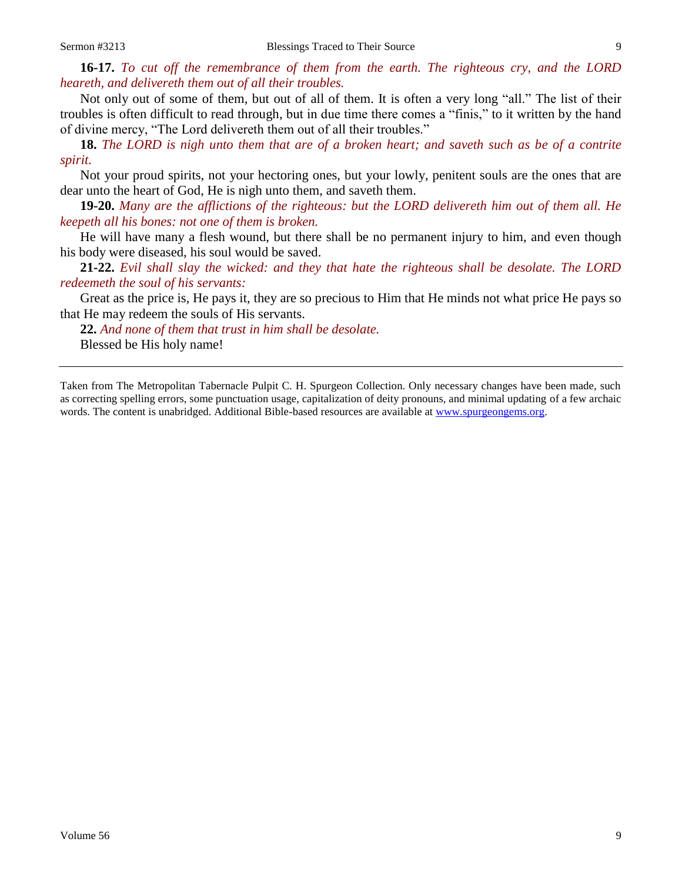**16-17.** *To cut off the remembrance of them from the earth. The righteous cry, and the LORD heareth, and delivereth them out of all their troubles.*

Not only out of some of them, but out of all of them. It is often a very long "all." The list of their troubles is often difficult to read through, but in due time there comes a "finis," to it written by the hand of divine mercy, "The Lord delivereth them out of all their troubles."

**18.** *The LORD is nigh unto them that are of a broken heart; and saveth such as be of a contrite spirit.*

Not your proud spirits, not your hectoring ones, but your lowly, penitent souls are the ones that are dear unto the heart of God, He is nigh unto them, and saveth them.

**19-20.** *Many are the afflictions of the righteous: but the LORD delivereth him out of them all. He keepeth all his bones: not one of them is broken.*

He will have many a flesh wound, but there shall be no permanent injury to him, and even though his body were diseased, his soul would be saved.

**21-22.** *Evil shall slay the wicked: and they that hate the righteous shall be desolate. The LORD redeemeth the soul of his servants:*

Great as the price is, He pays it, they are so precious to Him that He minds not what price He pays so that He may redeem the souls of His servants.

**22.** *And none of them that trust in him shall be desolate.*

Blessed be His holy name!

---

Taken from The Metropolitan Tabernacle Pulpit C. H. Spurgeon Collection. Only necessary changes have been made, such as correcting spelling errors, some punctuation usage, capitalization of deity pronouns, and minimal updating of a few archaic words. The content is unabridged. Additional Bible-based resources are available at www.spurgeongems.org.